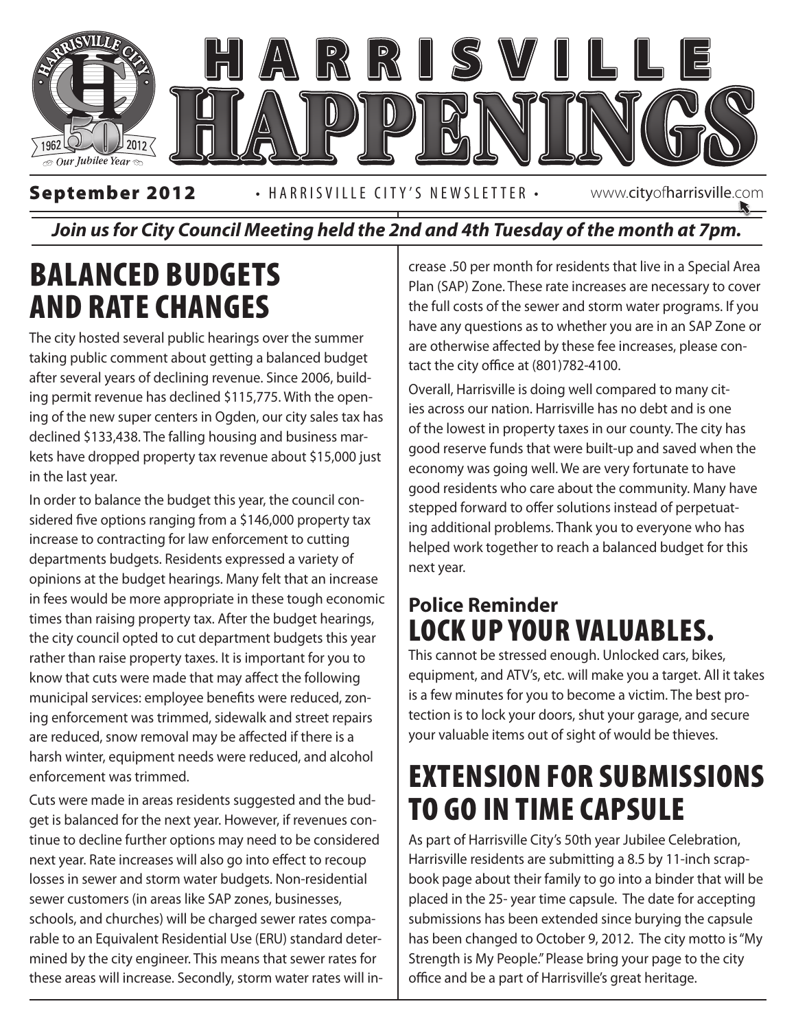# HARRISVILLE HAPPENINGS

**September 2012** • HARRISVILLE CITY'S NEWSLETTER • www.cityofharrisville.com

***Join us for City Council Meeting held the 2nd and 4th Tuesday of the month at 7pm.***

## BALANCED BUDGETS AND RATE CHANGES

The city hosted several public hearings over the summer taking public comment about getting a balanced budget after several years of declining revenue. Since 2006, building permit revenue has declined $115,775. With the opening of the new super centers in Ogden, our city sales tax has declined $133,438. The falling housing and business markets have dropped property tax revenue about $15,000 just in the last year.

In order to balance the budget this year, the council considered five options ranging from a $146,000 property tax increase to contracting for law enforcement to cutting departments budgets. Residents expressed a variety of opinions at the budget hearings. Many felt that an increase in fees would be more appropriate in these tough economic times than raising property tax. After the budget hearings, the city council opted to cut department budgets this year rather than raise property taxes. It is important for you to know that cuts were made that may affect the following municipal services: employee benefits were reduced, zoning enforcement was trimmed, sidewalk and street repairs are reduced, snow removal may be affected if there is a harsh winter, equipment needs were reduced, and alcohol enforcement was trimmed.

Cuts were made in areas residents suggested and the budget is balanced for the next year. However, if revenues continue to decline further options may need to be considered next year. Rate increases will also go into effect to recoup losses in sewer and storm water budgets. Non-residential sewer customers (in areas like SAP zones, businesses, schools, and churches) will be charged sewer rates comparable to an Equivalent Residential Use (ERU) standard determined by the city engineer. This means that sewer rates for these areas will increase. Secondly, storm water rates will increase .50 per month for residents that live in a Special Area Plan (SAP) Zone. These rate increases are necessary to cover the full costs of the sewer and storm water programs. If you have any questions as to whether you are in an SAP Zone or are otherwise affected by these fee increases, please contact the city office at (801)782-4100.

Overall, Harrisville is doing well compared to many cities across our nation. Harrisville has no debt and is one of the lowest in property taxes in our county. The city has good reserve funds that were built-up and saved when the economy was going well. We are very fortunate to have good residents who care about the community. Many have stepped forward to offer solutions instead of perpetuating additional problems. Thank you to everyone who has helped work together to reach a balanced budget for this next year.

### Police Reminder
## LOCK UP YOUR VALUABLES.

This cannot be stressed enough. Unlocked cars, bikes, equipment, and ATV's, etc. will make you a target. All it takes is a few minutes for you to become a victim. The best protection is to lock your doors, shut your garage, and secure your valuable items out of sight of would be thieves.

## EXTENSION FOR SUBMISSIONS TO GO IN TIME CAPSULE

As part of Harrisville City's 50th year Jubilee Celebration, Harrisville residents are submitting a 8.5 by 11-inch scrapbook page about their family to go into a binder that will be placed in the 25- year time capsule. The date for accepting submissions has been extended since burying the capsule has been changed to October 9, 2012. The city motto is "My Strength is My People." Please bring your page to the city office and be a part of Harrisville's great heritage.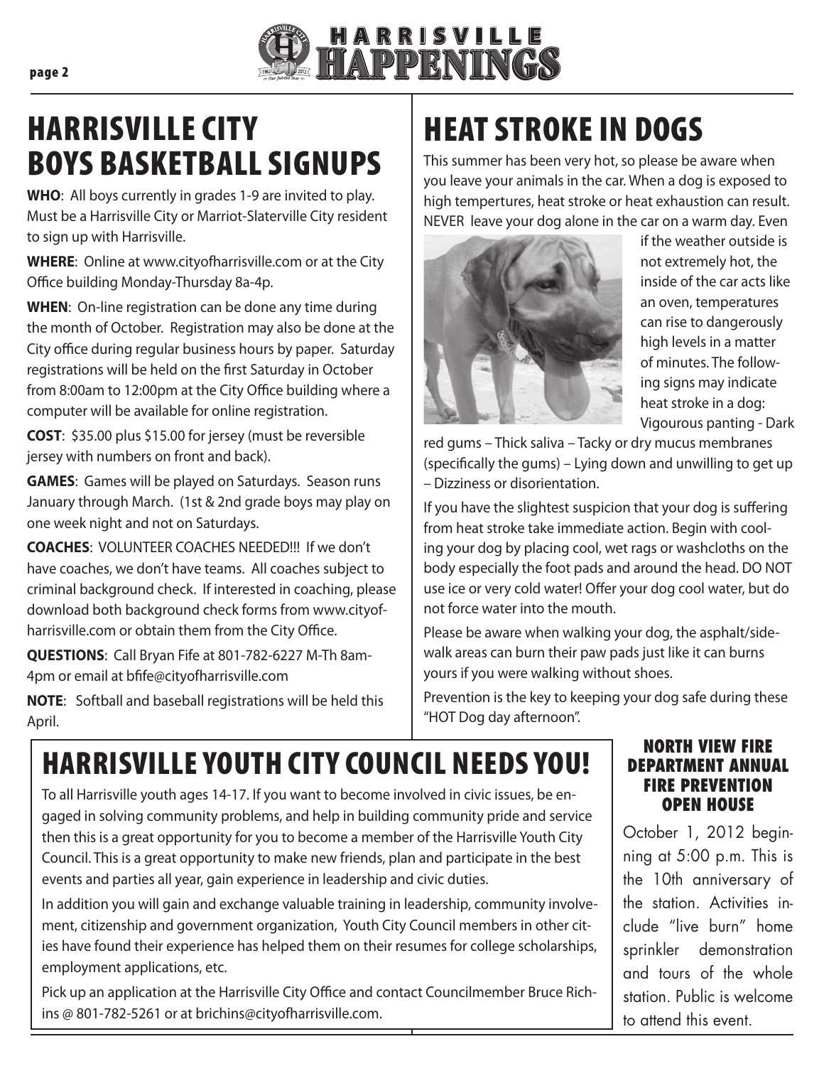# HARRISVILLE CITY BOYS BASKETBALL SIGNUPS

**WHO**: All boys currently in grades 1-9 are invited to play. Must be a Harrisville City or Marriot-Slaterville City resident to sign up with Harrisville.

**WHERE**: Online at www.cityofharrisville.com or at the City Office building Monday-Thursday 8a-4p.

**WHEN**: On-line registration can be done any time during the month of October. Registration may also be done at the City office during regular business hours by paper. Saturday registrations will be held on the first Saturday in October from 8:00am to 12:00pm at the City Office building where a computer will be available for online registration.

**COST**: $35.00 plus $15.00 for jersey (must be reversible jersey with numbers on front and back).

**GAMES**: Games will be played on Saturdays. Season runs January through March. (1st & 2nd grade boys may play on one week night and not on Saturdays.

**COACHES**: VOLUNTEER COACHES NEEDED!!! If we don't have coaches, we don't have teams. All coaches subject to criminal background check. If interested in coaching, please download both background check forms from www.cityofharrisville.com or obtain them from the City Office.

**QUESTIONS**: Call Bryan Fife at 801-782-6227 M-Th 8am-4pm or email at bfife@cityofharrisville.com

**NOTE**: Softball and baseball registrations will be held this April.

# HEAT STROKE IN DOGS

This summer has been very hot, so please be aware when you leave your animals in the car. When a dog is exposed to high tempertures, heat stroke or heat exhaustion can result. NEVER leave your dog alone in the car on a warm day. Even if the weather outside is not extremely hot, the inside of the car acts like an oven, temperatures can rise to dangerously high levels in a matter of minutes. The following signs may indicate heat stroke in a dog: Vigourous panting - Dark red gums – Thick saliva – Tacky or dry mucus membranes (specifically the gums) – Lying down and unwilling to get up – Dizziness or disorientation.

If you have the slightest suspicion that your dog is suffering from heat stroke take immediate action. Begin with cooling your dog by placing cool, wet rags or washcloths on the body especially the foot pads and around the head. DO NOT use ice or very cold water! Offer your dog cool water, but do not force water into the mouth.

Please be aware when walking your dog, the asphalt/sidewalk areas can burn their paw pads just like it can burns yours if you were walking without shoes.

Prevention is the key to keeping your dog safe during these "HOT Dog day afternoon".

# HARRISVILLE YOUTH CITY COUNCIL NEEDS YOU!

To all Harrisville youth ages 14-17. If you want to become involved in civic issues, be engaged in solving community problems, and help in building community pride and service then this is a great opportunity for you to become a member of the Harrisville Youth City Council. This is a great opportunity to make new friends, plan and participate in the best events and parties all year, gain experience in leadership and civic duties.

In addition you will gain and exchange valuable training in leadership, community involvement, citizenship and government organization, Youth City Council members in other cities have found their experience has helped them on their resumes for college scholarships, employment applications, etc.

Pick up an application at the Harrisville City Office and contact Councilmember Bruce Richins @ 801-782-5261 or at brichins@cityofharrisville.com.

## NORTH VIEW FIRE DEPARTMENT ANNUAL FIRE PREVENTION OPEN HOUSE

October 1, 2012 beginning at 5:00 p.m. This is the 10th anniversary of the station. Activities include "live burn" home sprinkler demonstration and tours of the whole station. Public is welcome to attend this event.